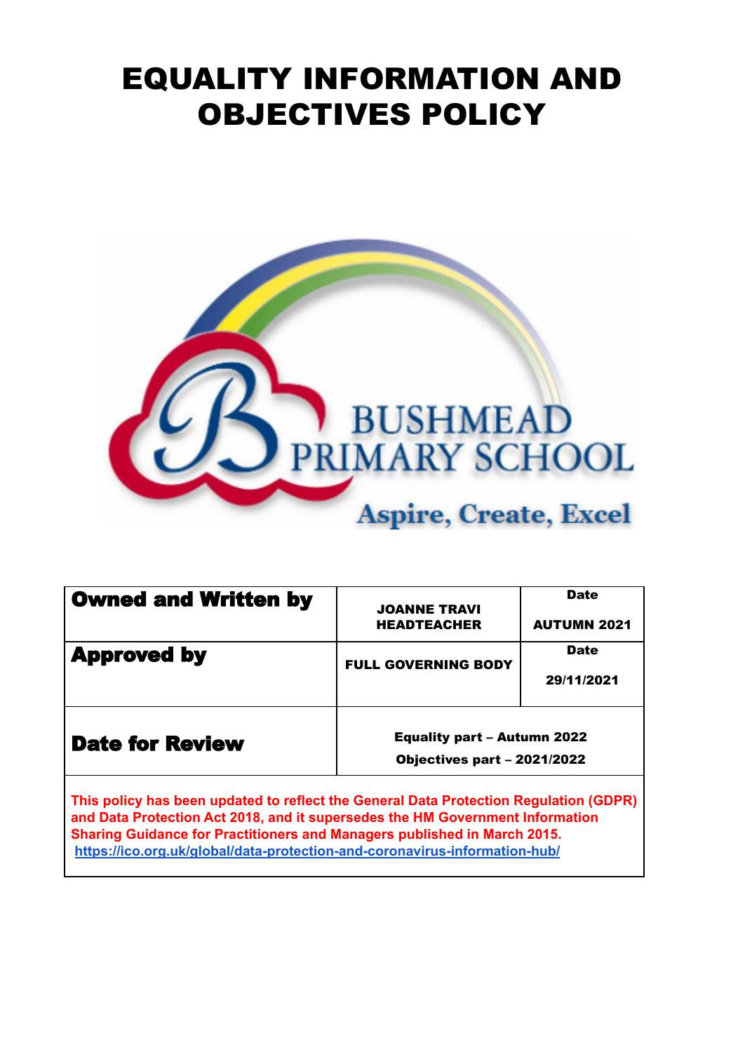# EQUALITY INFORMATION AND OBJECTIVES POLICY

BUSHMEAD PRIMARY SCHOOL

Aspire, Create, Excel

| Owned and Written by | JOANNE TRAVI HEADTEACHER | Date AUTUMN 2021 |
|---|---|---|
| **Approved by** | FULL GOVERNING BODY | Date 29/11/2021 |
| **Date for Review** | Equality part – Autumn 2022<br>Objectives part – 2021/2022 | |

**This policy has been updated to reflect the General Data Protection Regulation (GDPR) and Data Protection Act 2018, and it supersedes the HM Government Information Sharing Guidance for Practitioners and Managers published in March 2015.**
https://ico.org.uk/global/data-protection-and-coronavirus-information-hub/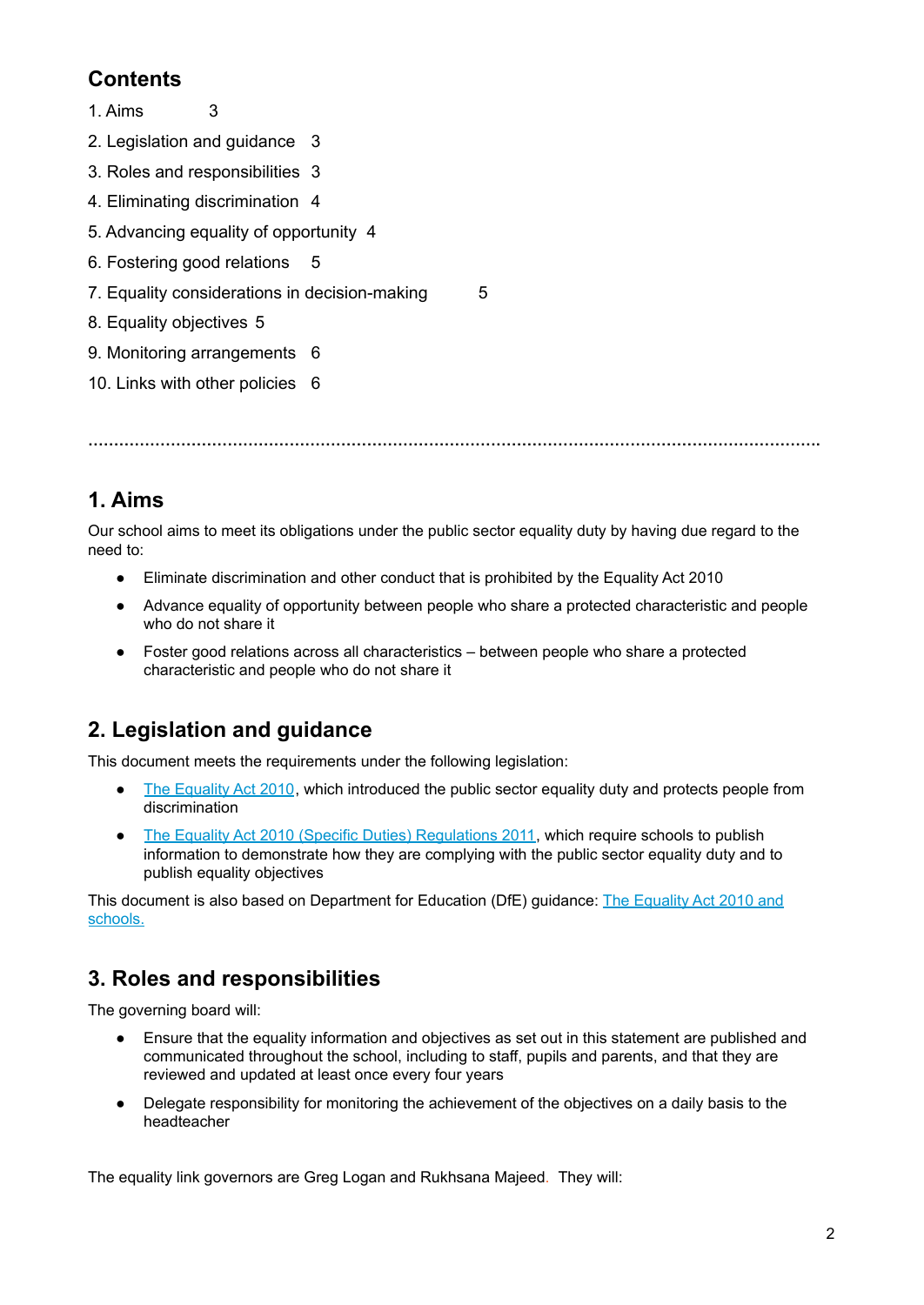## Contents

1. Aims 3
2. Legislation and guidance 3
3. Roles and responsibilities 3
4. Eliminating discrimination 4
5. Advancing equality of opportunity 4
6. Fostering good relations 5
7. Equality considerations in decision-making 5
8. Equality objectives 5
9. Monitoring arrangements 6
10. Links with other policies 6

---

## 1. Aims

Our school aims to meet its obligations under the public sector equality duty by having due regard to the need to:

- Eliminate discrimination and other conduct that is prohibited by the Equality Act 2010
- Advance equality of opportunity between people who share a protected characteristic and people who do not share it
- Foster good relations across all characteristics – between people who share a protected characteristic and people who do not share it

## 2. Legislation and guidance

This document meets the requirements under the following legislation:

- The Equality Act 2010, which introduced the public sector equality duty and protects people from discrimination
- The Equality Act 2010 (Specific Duties) Regulations 2011, which require schools to publish information to demonstrate how they are complying with the public sector equality duty and to publish equality objectives

This document is also based on Department for Education (DfE) guidance: The Equality Act 2010 and schools.

## 3. Roles and responsibilities

The governing board will:

- Ensure that the equality information and objectives as set out in this statement are published and communicated throughout the school, including to staff, pupils and parents, and that they are reviewed and updated at least once every four years
- Delegate responsibility for monitoring the achievement of the objectives on a daily basis to the headteacher

The equality link governors are Greg Logan and Rukhsana Majeed. They will: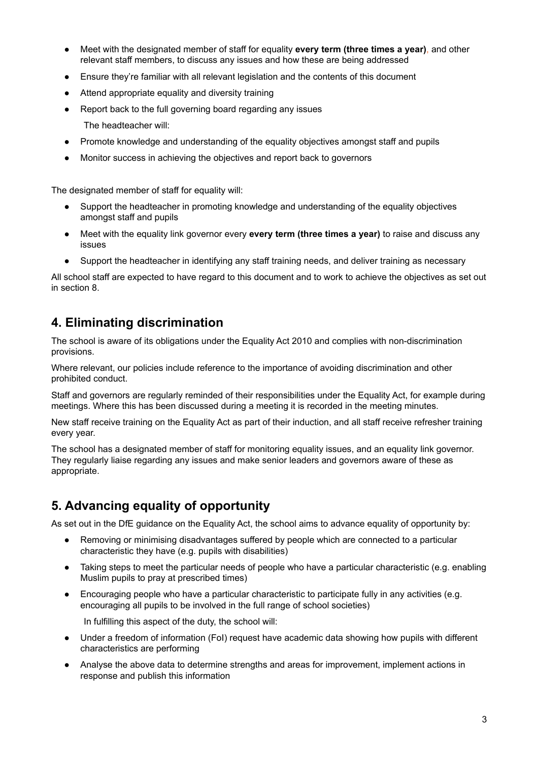- Meet with the designated member of staff for equality **every term (three times a year)**, and other relevant staff members, to discuss any issues and how these are being addressed
- Ensure they're familiar with all relevant legislation and the contents of this document
- Attend appropriate equality and diversity training
- Report back to the full governing board regarding any issues

The headteacher will:

- Promote knowledge and understanding of the equality objectives amongst staff and pupils
- Monitor success in achieving the objectives and report back to governors

The designated member of staff for equality will:

- Support the headteacher in promoting knowledge and understanding of the equality objectives amongst staff and pupils
- Meet with the equality link governor every **every term (three times a year)** to raise and discuss any issues
- Support the headteacher in identifying any staff training needs, and deliver training as necessary

All school staff are expected to have regard to this document and to work to achieve the objectives as set out in section 8.

## 4. Eliminating discrimination

The school is aware of its obligations under the Equality Act 2010 and complies with non-discrimination provisions.

Where relevant, our policies include reference to the importance of avoiding discrimination and other prohibited conduct.

Staff and governors are regularly reminded of their responsibilities under the Equality Act, for example during meetings. Where this has been discussed during a meeting it is recorded in the meeting minutes.

New staff receive training on the Equality Act as part of their induction, and all staff receive refresher training every year.

The school has a designated member of staff for monitoring equality issues, and an equality link governor. They regularly liaise regarding any issues and make senior leaders and governors aware of these as appropriate.

## 5. Advancing equality of opportunity

As set out in the DfE guidance on the Equality Act, the school aims to advance equality of opportunity by:

- Removing or minimising disadvantages suffered by people which are connected to a particular characteristic they have (e.g. pupils with disabilities)
- Taking steps to meet the particular needs of people who have a particular characteristic (e.g. enabling Muslim pupils to pray at prescribed times)
- Encouraging people who have a particular characteristic to participate fully in any activities (e.g. encouraging all pupils to be involved in the full range of school societies)

In fulfilling this aspect of the duty, the school will:

- Under a freedom of information (FoI) request have academic data showing how pupils with different characteristics are performing
- Analyse the above data to determine strengths and areas for improvement, implement actions in response and publish this information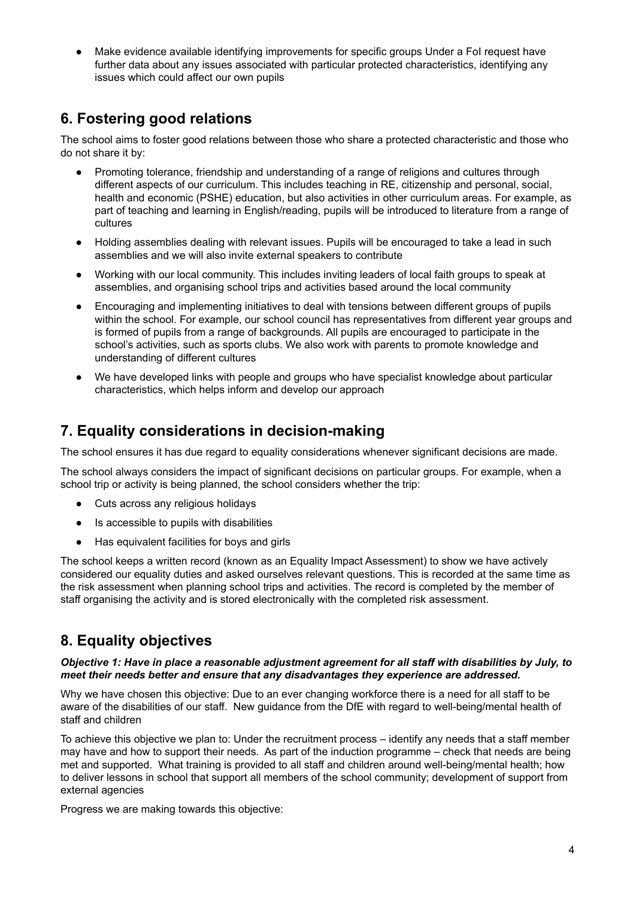- Make evidence available identifying improvements for specific groups Under a FoI request have further data about any issues associated with particular protected characteristics, identifying any issues which could affect our own pupils

## 6. Fostering good relations

The school aims to foster good relations between those who share a protected characteristic and those who do not share it by:

- Promoting tolerance, friendship and understanding of a range of religions and cultures through different aspects of our curriculum. This includes teaching in RE, citizenship and personal, social, health and economic (PSHE) education, but also activities in other curriculum areas. For example, as part of teaching and learning in English/reading, pupils will be introduced to literature from a range of cultures
- Holding assemblies dealing with relevant issues. Pupils will be encouraged to take a lead in such assemblies and we will also invite external speakers to contribute
- Working with our local community. This includes inviting leaders of local faith groups to speak at assemblies, and organising school trips and activities based around the local community
- Encouraging and implementing initiatives to deal with tensions between different groups of pupils within the school. For example, our school council has representatives from different year groups and is formed of pupils from a range of backgrounds. All pupils are encouraged to participate in the school's activities, such as sports clubs. We also work with parents to promote knowledge and understanding of different cultures
- We have developed links with people and groups who have specialist knowledge about particular characteristics, which helps inform and develop our approach

## 7. Equality considerations in decision-making

The school ensures it has due regard to equality considerations whenever significant decisions are made.

The school always considers the impact of significant decisions on particular groups. For example, when a school trip or activity is being planned, the school considers whether the trip:

- Cuts across any religious holidays
- Is accessible to pupils with disabilities
- Has equivalent facilities for boys and girls

The school keeps a written record (known as an Equality Impact Assessment) to show we have actively considered our equality duties and asked ourselves relevant questions. This is recorded at the same time as the risk assessment when planning school trips and activities. The record is completed by the member of staff organising the activity and is stored electronically with the completed risk assessment.

## 8. Equality objectives

***Objective 1: Have in place a reasonable adjustment agreement for all staff with disabilities by July, to meet their needs better and ensure that any disadvantages they experience are addressed.***

Why we have chosen this objective: Due to an ever changing workforce there is a need for all staff to be aware of the disabilities of our staff. New guidance from the DfE with regard to well-being/mental health of staff and children

To achieve this objective we plan to: Under the recruitment process – identify any needs that a staff member may have and how to support their needs. As part of the induction programme – check that needs are being met and supported. What training is provided to all staff and children around well-being/mental health; how to deliver lessons in school that support all members of the school community; development of support from external agencies

Progress we are making towards this objective: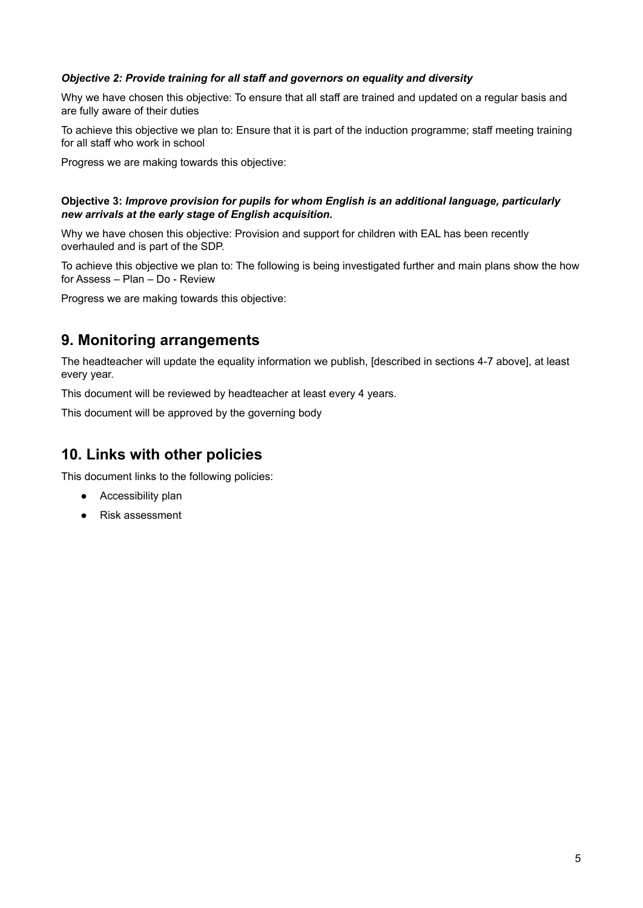***Objective 2: Provide training for all staff and governors on equality and diversity***

Why we have chosen this objective: To ensure that all staff are trained and updated on a regular basis and are fully aware of their duties

To achieve this objective we plan to: Ensure that it is part of the induction programme; staff meeting training for all staff who work in school

Progress we are making towards this objective:

**Objective 3:** ***Improve provision for pupils for whom English is an additional language, particularly new arrivals at the early stage of English acquisition.***

Why we have chosen this objective: Provision and support for children with EAL has been recently overhauled and is part of the SDP.

To achieve this objective we plan to: The following is being investigated further and main plans show the how for Assess – Plan – Do - Review

Progress we are making towards this objective:

## 9. Monitoring arrangements

The headteacher will update the equality information we publish, [described in sections 4-7 above], at least every year.

This document will be reviewed by headteacher at least every 4 years.

This document will be approved by the governing body

## 10. Links with other policies

This document links to the following policies:

- Accessibility plan
- Risk assessment